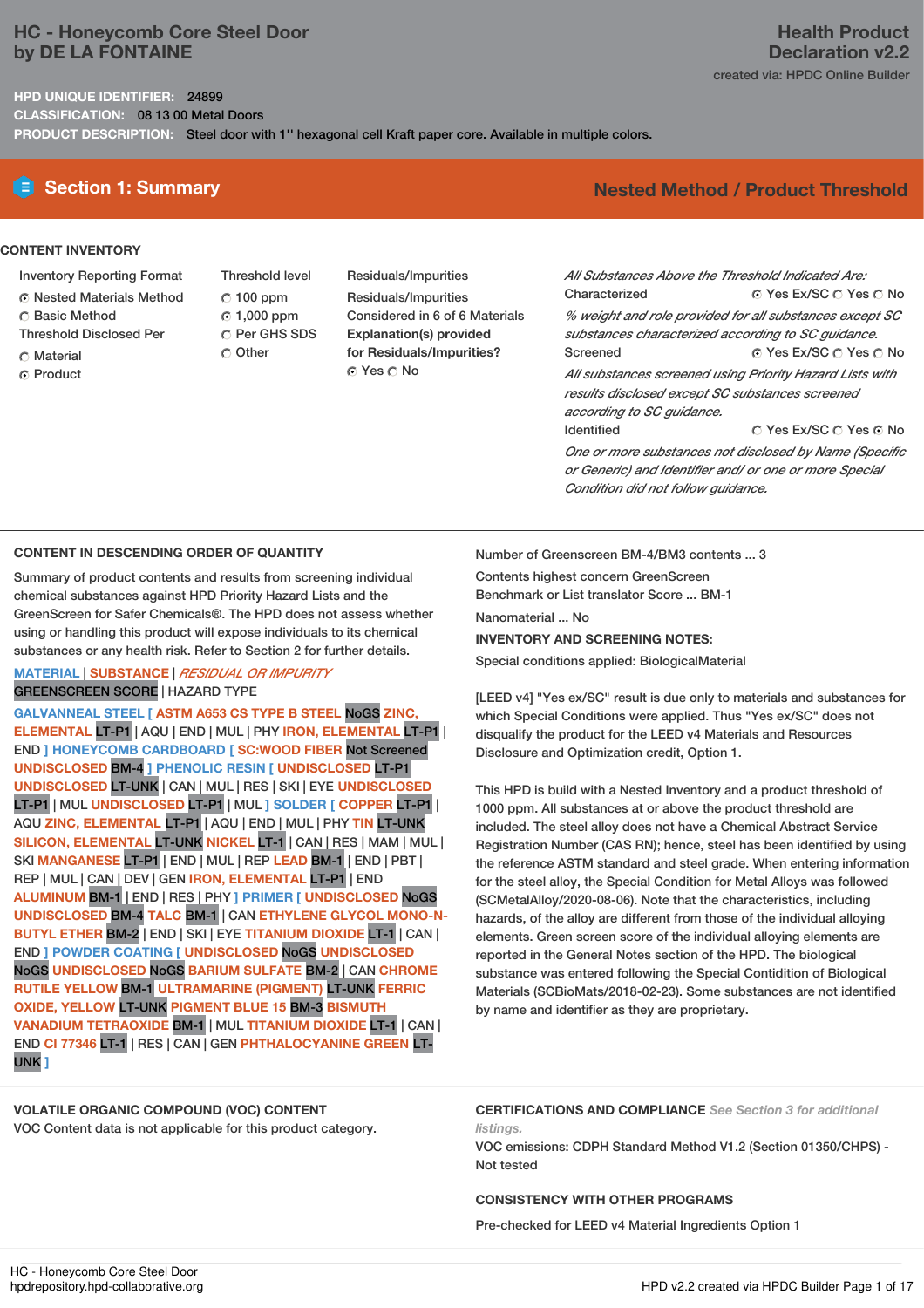# HC - Honeycomb Core Steel Door by DE LA FONTAINE

**Health Product Declaration v2.2**

created via: HPDC Online Builder

**HPD UNIQUE IDENTIFIER:** 24899

**CLASSIFICATION:** 08 13 00 Metal Doors

**PRODUCT DESCRIPTION:** Steel door with 1'' hexagonal cell Kraft paper core. Available in multiple colors.

## Section 1: Summary

**Nested Method / Product Threshold**

### CONTENT INVENTORY

Inventory Reporting Format

- ◉ Nested Materials Method
- ○ Basic Method

Threshold Disclosed Per

- ○ Material
- ◉ Product

Threshold level

- ○ 100 ppm
- ◉ 1,000 ppm
- ○ Per GHS SDS
- ○ Other

Residuals/Impurities

Residuals/Impurities Considered in 6 of 6 Materials

**Explanation(s) provided for Residuals/Impurities?**

◉ Yes ○ No

*All Substances Above the Threshold Indicated Are:*

Characterized ◉ Yes Ex/SC ○ Yes ○ No

*% weight and role provided for all substances except SC substances characterized according to SC guidance.*

Screened ◉ Yes Ex/SC ○ Yes ○ No

*All substances screened using Priority Hazard Lists with results disclosed except SC substances screened according to SC guidance.*

Identified ○ Yes Ex/SC ○ Yes ◉ No

*One or more substances not disclosed by Name (Specific or Generic) and Identifier and/ or one or more Special Condition did not follow guidance.*

### CONTENT IN DESCENDING ORDER OF QUANTITY

Summary of product contents and results from screening individual chemical substances against HPD Priority Hazard Lists and the GreenScreen for Safer Chemicals®. The HPD does not assess whether using or handling this product will expose individuals to its chemical substances or any health risk. Refer to Section 2 for further details.

MATERIAL | SUBSTANCE | *RESIDUAL OR IMPURITY*
GREENSCREEN SCORE | HAZARD TYPE

GALVANNEAL STEEL [ ASTM A653 CS TYPE B STEEL NoGS ZINC, ELEMENTAL LT-P1 | AQU | END | MUL | PHY IRON, ELEMENTAL LT-P1 | END ] HONEYCOMB CARDBOARD [ SC:WOOD FIBER Not Screened UNDISCLOSED BM-4 ] PHENOLIC RESIN [ UNDISCLOSED LT-P1 UNDISCLOSED LT-UNK | CAN | MUL | RES | SKI | EYE UNDISCLOSED LT-P1 | MUL UNDISCLOSED LT-P1 | MUL ] SOLDER [ COPPER LT-P1 | AQU ZINC, ELEMENTAL LT-P1 | AQU | END | MUL | PHY TIN LT-UNK SILICON, ELEMENTAL LT-UNK NICKEL LT-1 | CAN | RES | MAM | MUL | SKI MANGANESE LT-P1 | END | MUL | REP LEAD BM-1 | END | PBT | REP | MUL | CAN | DEV | GEN IRON, ELEMENTAL LT-P1 | END ALUMINUM BM-1 | END | RES | PHY ] PRIMER [ UNDISCLOSED NoGS UNDISCLOSED BM-4 TALC BM-1 | CAN ETHYLENE GLYCOL MONO-N-BUTYL ETHER BM-2 | END | SKI | EYE TITANIUM DIOXIDE LT-1 | CAN | END ] POWDER COATING [ UNDISCLOSED NoGS UNDISCLOSED NoGS UNDISCLOSED NoGS BARIUM SULFATE BM-2 | CAN CHROME RUTILE YELLOW BM-1 ULTRAMARINE (PIGMENT) LT-UNK FERRIC OXIDE, YELLOW LT-UNK PIGMENT BLUE 15 BM-3 BISMUTH VANADIUM TETRAOXIDE BM-1 | MUL TITANIUM DIOXIDE LT-1 | CAN | END CI 77346 LT-1 | RES | CAN | GEN PHTHALOCYANINE GREEN LT-UNK ]

Number of Greenscreen BM-4/BM3 contents ... 3

Contents highest concern GreenScreen Benchmark or List translator Score ... BM-1

Nanomaterial ... No

**INVENTORY AND SCREENING NOTES:**

Special conditions applied: BiologicalMaterial

[LEED v4] "Yes ex/SC" result is due only to materials and substances for which Special Conditions were applied. Thus "Yes ex/SC" does not disqualify the product for the LEED v4 Materials and Resources Disclosure and Optimization credit, Option 1.

This HPD is build with a Nested Inventory and a product threshold of 1000 ppm. All substances at or above the product threshold are included. The steel alloy does not have a Chemical Abstract Service Registration Number (CAS RN); hence, steel has been identified by using the reference ASTM standard and steel grade. When entering information for the steel alloy, the Special Condition for Metal Alloys was followed (SCMetalAlloy/2020-08-06). Note that the characteristics, including hazards, of the alloy are different from those of the individual alloying elements. Green screen score of the individual alloying elements are reported in the General Notes section of the HPD. The biological substance was entered following the Special Contidition of Biological Materials (SCBioMats/2018-02-23). Some substances are not identified by name and identifier as they are proprietary.

### VOLATILE ORGANIC COMPOUND (VOC) CONTENT

VOC Content data is not applicable for this product category.

### CERTIFICATIONS AND COMPLIANCE

*See Section 3 for additional listings.*

VOC emissions: CDPH Standard Method V1.2 (Section 01350/CHPS) - Not tested

### CONSISTENCY WITH OTHER PROGRAMS

Pre-checked for LEED v4 Material Ingredients Option 1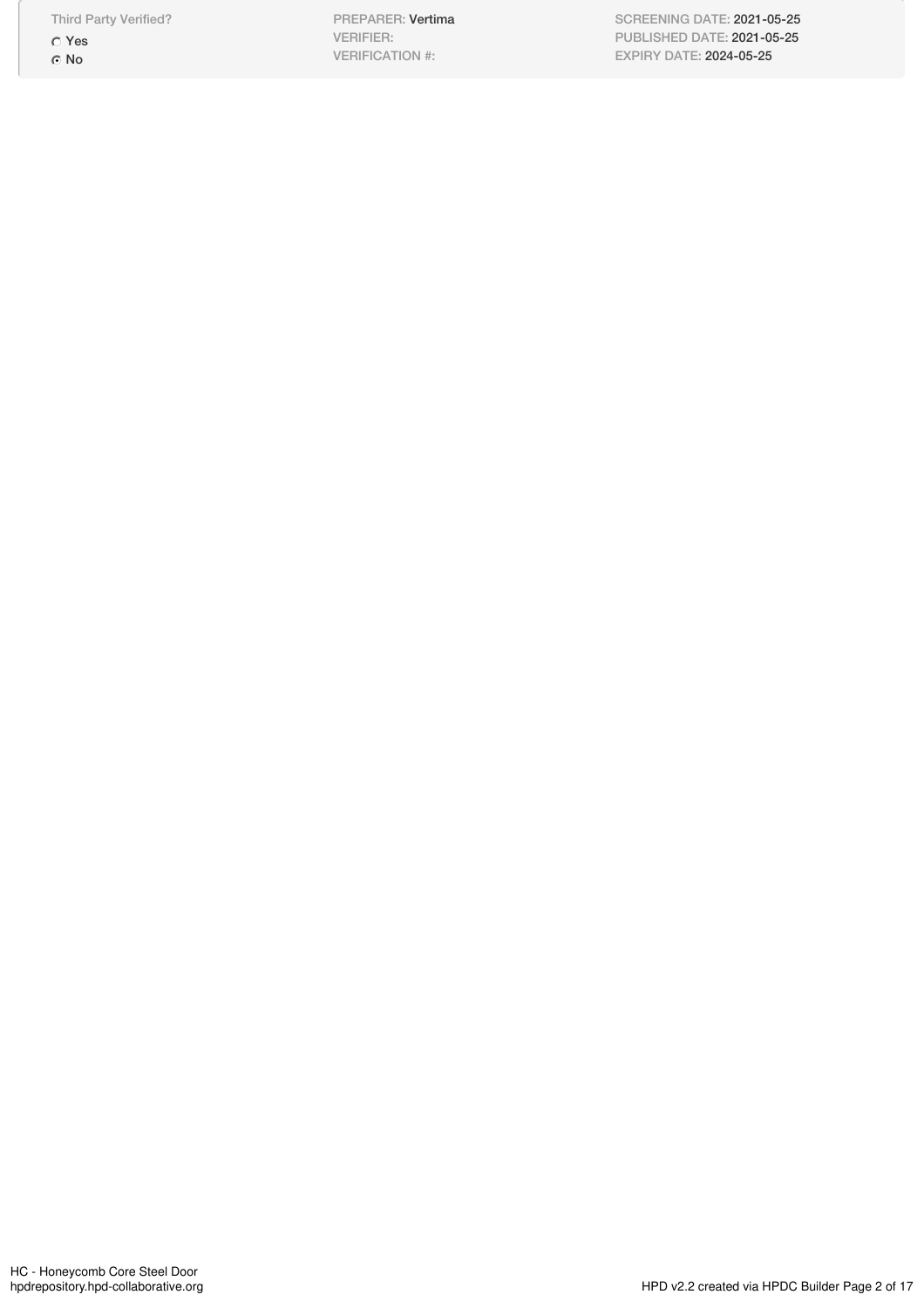| Third Party Verified? | | |
| --- | --- | --- |
| ○ Yes | PREPARER: Vertima | SCREENING DATE: 2021-05-25 |
| ◉ No | VERIFIER: | PUBLISHED DATE: 2021-05-25 |
| | VERIFICATION #: | EXPIRY DATE: 2024-05-25 |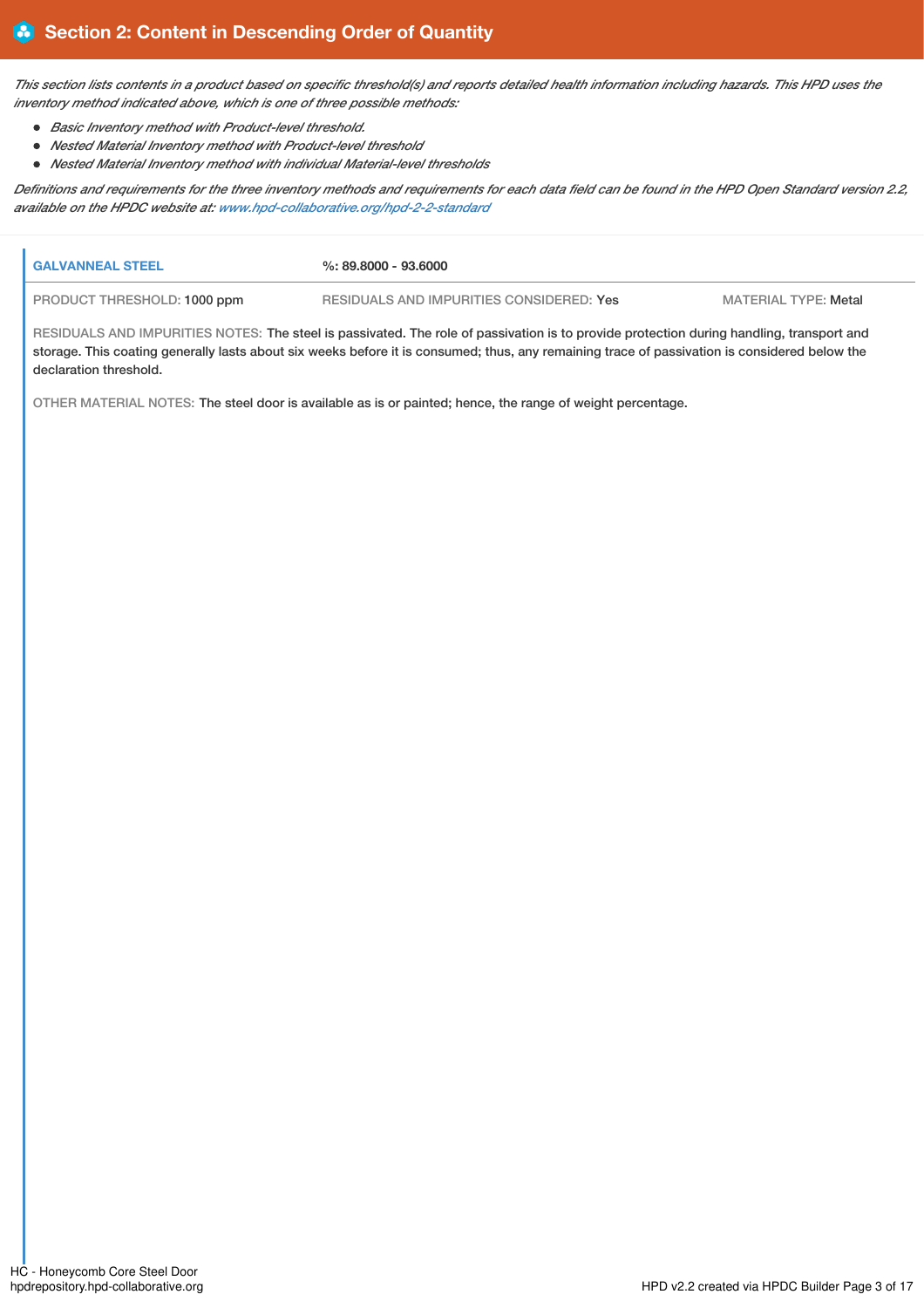## Section 2: Content in Descending Order of Quantity

*This section lists contents in a product based on specific threshold(s) and reports detailed health information including hazards. This HPD uses the inventory method indicated above, which is one of three possible methods:*

- *Basic Inventory method with Product-level threshold.*
- *Nested Material Inventory method with Product-level threshold*
- *Nested Material Inventory method with individual Material-level thresholds*

*Definitions and requirements for the three inventory methods and requirements for each data field can be found in the HPD Open Standard version 2.2, available on the HPDC website at: www.hpd-collaborative.org/hpd-2-2-standard*

**GALVANNEAL STEEL** **%: 89.8000 - 93.6000**

PRODUCT THRESHOLD: 1000 ppm RESIDUALS AND IMPURITIES CONSIDERED: Yes MATERIAL TYPE: Metal

RESIDUALS AND IMPURITIES NOTES: The steel is passivated. The role of passivation is to provide protection during handling, transport and storage. This coating generally lasts about six weeks before it is consumed; thus, any remaining trace of passivation is considered below the declaration threshold.

OTHER MATERIAL NOTES: The steel door is available as is or painted; hence, the range of weight percentage.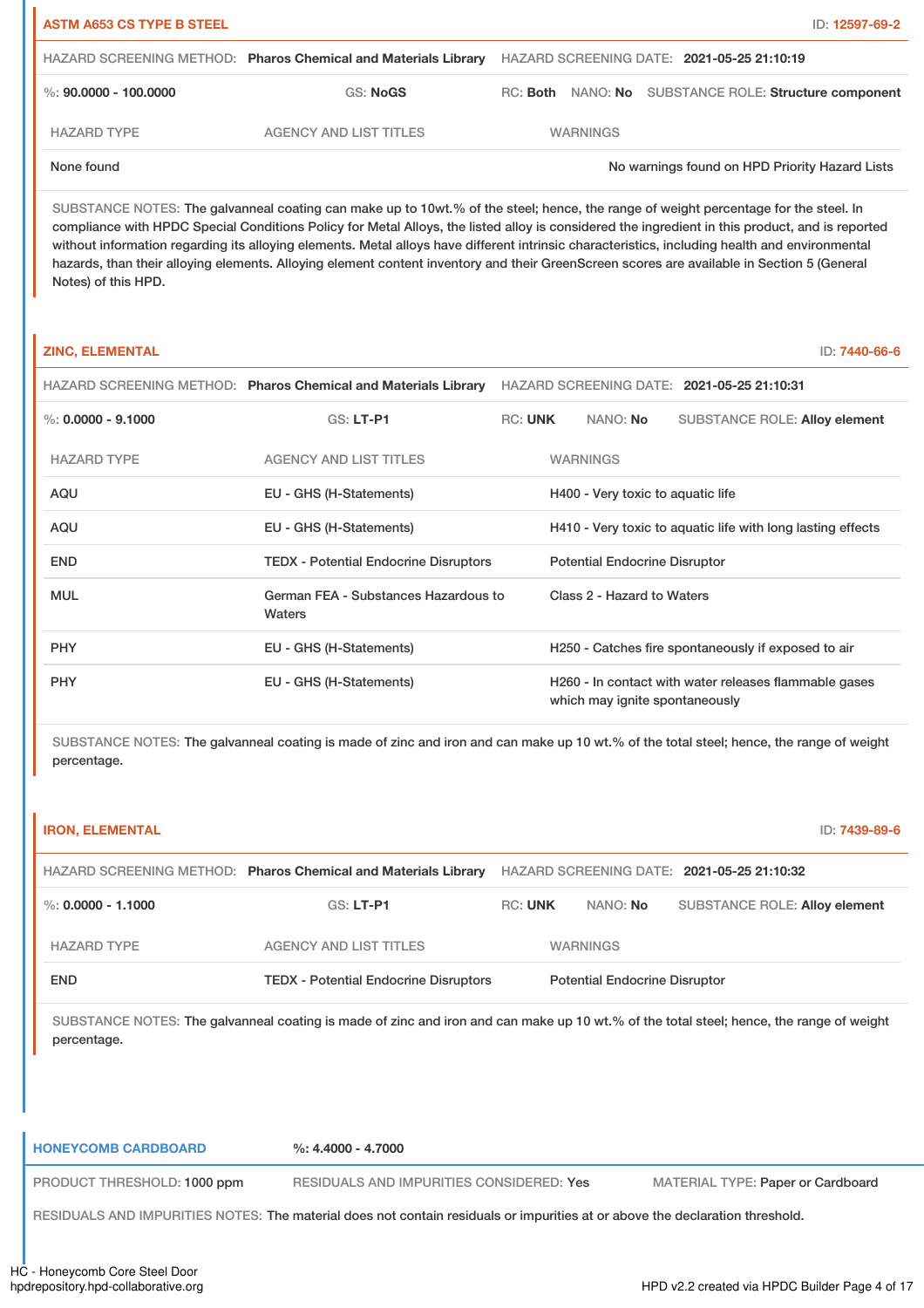### ASTM A653 CS TYPE B STEEL

ID: 12597-69-2

HAZARD SCREENING METHOD: **Pharos Chemical and Materials Library** HAZARD SCREENING DATE: **2021-05-25 21:10:19**

%: **90.0000 - 100.0000** GS: **NoGS** RC: **Both** NANO: **No** SUBSTANCE ROLE: **Structure component**

| HAZARD TYPE | AGENCY AND LIST TITLES | WARNINGS |
|---|---|---|
| None found | | No warnings found on HPD Priority Hazard Lists |

SUBSTANCE NOTES: The galvanneal coating can make up to 10wt.% of the steel; hence, the range of weight percentage for the steel. In compliance with HPDC Special Conditions Policy for Metal Alloys, the listed alloy is considered the ingredient in this product, and is reported without information regarding its alloying elements. Metal alloys have different intrinsic characteristics, including health and environmental hazards, than their alloying elements. Alloying element content inventory and their GreenScreen scores are available in Section 5 (General Notes) of this HPD.

### ZINC, ELEMENTAL

ID: 7440-66-6

HAZARD SCREENING METHOD: **Pharos Chemical and Materials Library** HAZARD SCREENING DATE: **2021-05-25 21:10:31**

%: **0.0000 - 9.1000** GS: **LT-P1** RC: **UNK** NANO: **No** SUBSTANCE ROLE: **Alloy element**

| HAZARD TYPE | AGENCY AND LIST TITLES | WARNINGS |
|---|---|---|
| AQU | EU - GHS (H-Statements) | H400 - Very toxic to aquatic life |
| AQU | EU - GHS (H-Statements) | H410 - Very toxic to aquatic life with long lasting effects |
| END | TEDX - Potential Endocrine Disruptors | Potential Endocrine Disruptor |
| MUL | German FEA - Substances Hazardous to Waters | Class 2 - Hazard to Waters |
| PHY | EU - GHS (H-Statements) | H250 - Catches fire spontaneously if exposed to air |
| PHY | EU - GHS (H-Statements) | H260 - In contact with water releases flammable gases which may ignite spontaneously |

SUBSTANCE NOTES: The galvanneal coating is made of zinc and iron and can make up 10 wt.% of the total steel; hence, the range of weight percentage.

### IRON, ELEMENTAL

ID: 7439-89-6

HAZARD SCREENING METHOD: **Pharos Chemical and Materials Library** HAZARD SCREENING DATE: **2021-05-25 21:10:32**

%: **0.0000 - 1.1000** GS: **LT-P1** RC: **UNK** NANO: **No** SUBSTANCE ROLE: **Alloy element**

| HAZARD TYPE | AGENCY AND LIST TITLES | WARNINGS |
|---|---|---|
| END | TEDX - Potential Endocrine Disruptors | Potential Endocrine Disruptor |

SUBSTANCE NOTES: The galvanneal coating is made of zinc and iron and can make up 10 wt.% of the total steel; hence, the range of weight percentage.

## HONEYCOMB CARDBOARD

%: **4.4000 - 4.7000**

PRODUCT THRESHOLD: 1000 ppm RESIDUALS AND IMPURITIES CONSIDERED: Yes MATERIAL TYPE: Paper or Cardboard

RESIDUALS AND IMPURITIES NOTES: The material does not contain residuals or impurities at or above the declaration threshold.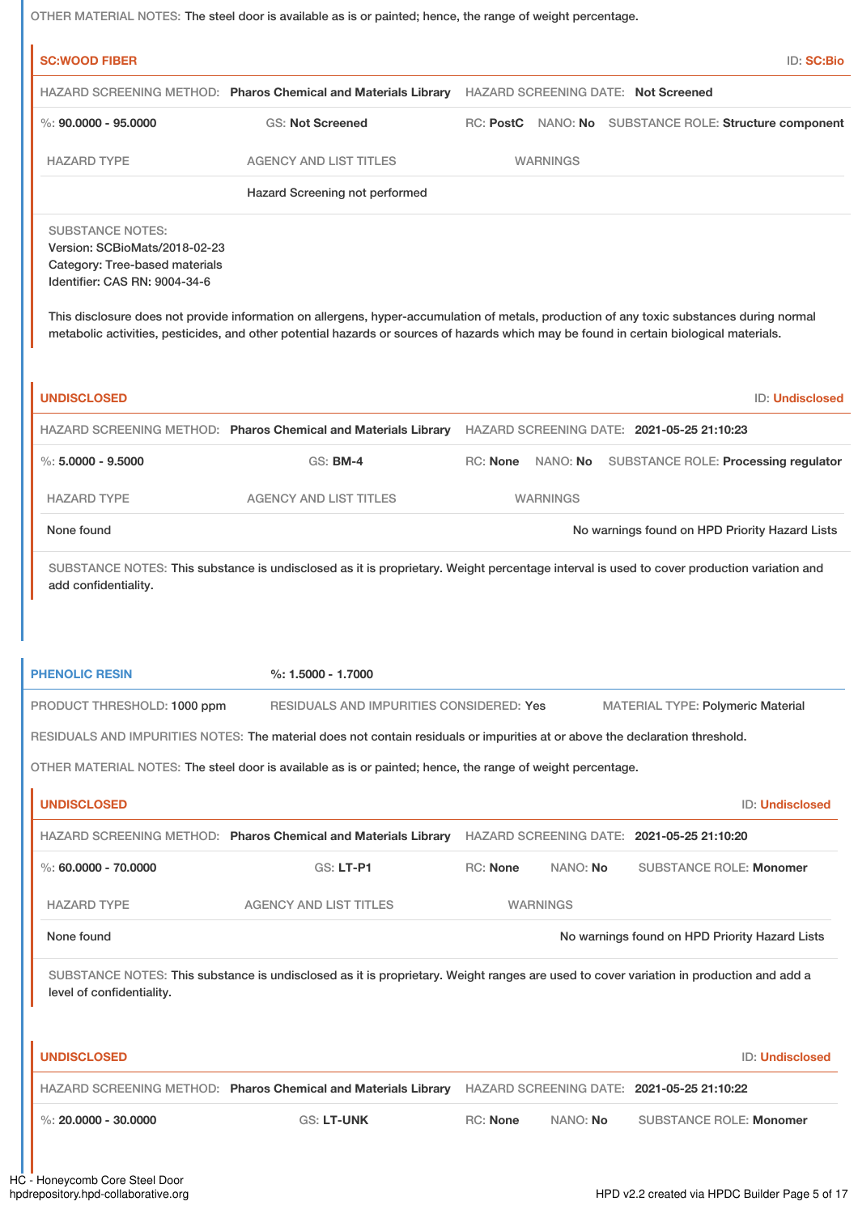OTHER MATERIAL NOTES: The steel door is available as is or painted; hence, the range of weight percentage.

**SC:WOOD FIBER** ID: **SC:Bio**

HAZARD SCREENING METHOD: **Pharos Chemical and Materials Library** HAZARD SCREENING DATE: **Not Screened**

%: **90.0000 - 95.0000** GS: **Not Screened** RC: **PostC** NANO: **No** SUBSTANCE ROLE: **Structure component**

| HAZARD TYPE | AGENCY AND LIST TITLES | WARNINGS |
| --- | --- | --- |
| | Hazard Screening not performed | |

SUBSTANCE NOTES:
Version: SCBioMats/2018-02-23
Category: Tree-based materials
Identifier: CAS RN: 9004-34-6

This disclosure does not provide information on allergens, hyper-accumulation of metals, production of any toxic substances during normal metabolic activities, pesticides, and other potential hazards or sources of hazards which may be found in certain biological materials.

**UNDISCLOSED** ID: **Undisclosed**

HAZARD SCREENING METHOD: **Pharos Chemical and Materials Library** HAZARD SCREENING DATE: **2021-05-25 21:10:23**

%: **5.0000 - 9.5000** GS: **BM-4** RC: **None** NANO: **No** SUBSTANCE ROLE: **Processing regulator**

| HAZARD TYPE | AGENCY AND LIST TITLES | WARNINGS |
| --- | --- | --- |
| None found | | No warnings found on HPD Priority Hazard Lists |

SUBSTANCE NOTES: This substance is undisclosed as it is proprietary. Weight percentage interval is used to cover production variation and add confidentiality.

**PHENOLIC RESIN** %: **1.5000 - 1.7000**

PRODUCT THRESHOLD: 1000 ppm RESIDUALS AND IMPURITIES CONSIDERED: Yes MATERIAL TYPE: Polymeric Material

RESIDUALS AND IMPURITIES NOTES: The material does not contain residuals or impurities at or above the declaration threshold.

OTHER MATERIAL NOTES: The steel door is available as is or painted; hence, the range of weight percentage.

**UNDISCLOSED** ID: **Undisclosed**

HAZARD SCREENING METHOD: **Pharos Chemical and Materials Library** HAZARD SCREENING DATE: **2021-05-25 21:10:20**

%: **60.0000 - 70.0000** GS: **LT-P1** RC: **None** NANO: **No** SUBSTANCE ROLE: **Monomer**

| HAZARD TYPE | AGENCY AND LIST TITLES | WARNINGS |
| --- | --- | --- |
| None found | | No warnings found on HPD Priority Hazard Lists |

SUBSTANCE NOTES: This substance is undisclosed as it is proprietary. Weight ranges are used to cover variation in production and add a level of confidentiality.

**UNDISCLOSED** ID: **Undisclosed**

HAZARD SCREENING METHOD: **Pharos Chemical and Materials Library** HAZARD SCREENING DATE: **2021-05-25 21:10:22**

%: **20.0000 - 30.0000** GS: **LT-UNK** RC: **None** NANO: **No** SUBSTANCE ROLE: **Monomer**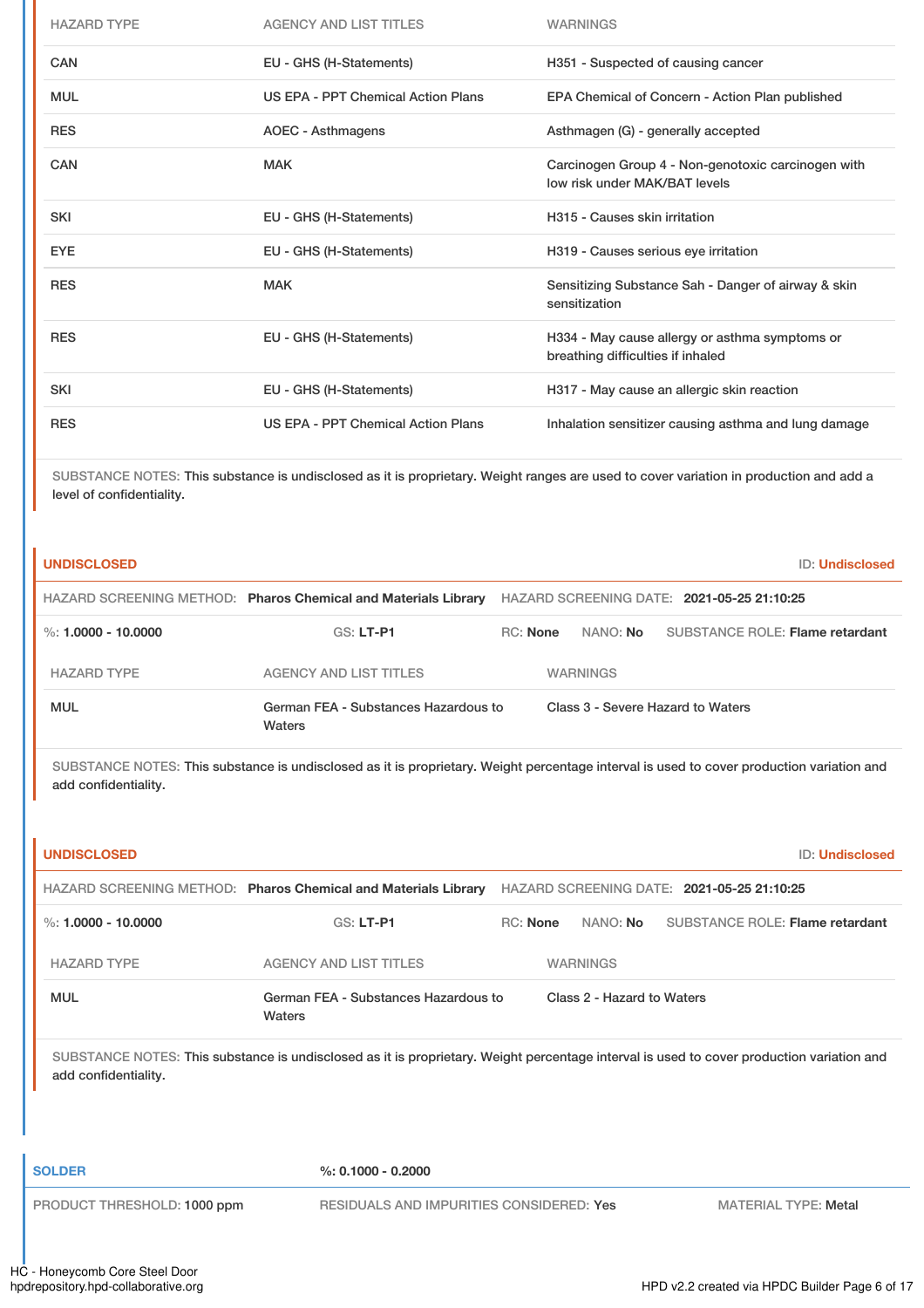| HAZARD TYPE | AGENCY AND LIST TITLES | WARNINGS |
|---|---|---|
| CAN | EU - GHS (H-Statements) | H351 - Suspected of causing cancer |
| MUL | US EPA - PPT Chemical Action Plans | EPA Chemical of Concern - Action Plan published |
| RES | AOEC - Asthmagens | Asthmagen (G) - generally accepted |
| CAN | MAK | Carcinogen Group 4 - Non-genotoxic carcinogen with low risk under MAK/BAT levels |
| SKI | EU - GHS (H-Statements) | H315 - Causes skin irritation |
| EYE | EU - GHS (H-Statements) | H319 - Causes serious eye irritation |
| RES | MAK | Sensitizing Substance Sah - Danger of airway & skin sensitization |
| RES | EU - GHS (H-Statements) | H334 - May cause allergy or asthma symptoms or breathing difficulties if inhaled |
| SKI | EU - GHS (H-Statements) | H317 - May cause an allergic skin reaction |
| RES | US EPA - PPT Chemical Action Plans | Inhalation sensitizer causing asthma and lung damage |

SUBSTANCE NOTES: This substance is undisclosed as it is proprietary. Weight ranges are used to cover variation in production and add a level of confidentiality.

**UNDISCLOSED** — ID: Undisclosed

HAZARD SCREENING METHOD: **Pharos Chemical and Materials Library** HAZARD SCREENING DATE: **2021-05-25 21:10:25**

%: **1.0000 - 10.0000** GS: **LT-P1** RC: **None** NANO: **No** SUBSTANCE ROLE: **Flame retardant**

| HAZARD TYPE | AGENCY AND LIST TITLES | WARNINGS |
|---|---|---|
| MUL | German FEA - Substances Hazardous to Waters | Class 3 - Severe Hazard to Waters |

SUBSTANCE NOTES: This substance is undisclosed as it is proprietary. Weight percentage interval is used to cover production variation and add confidentiality.

**UNDISCLOSED** — ID: Undisclosed

HAZARD SCREENING METHOD: **Pharos Chemical and Materials Library** HAZARD SCREENING DATE: **2021-05-25 21:10:25**

%: **1.0000 - 10.0000** GS: **LT-P1** RC: **None** NANO: **No** SUBSTANCE ROLE: **Flame retardant**

| HAZARD TYPE | AGENCY AND LIST TITLES | WARNINGS |
|---|---|---|
| MUL | German FEA - Substances Hazardous to Waters | Class 2 - Hazard to Waters |

SUBSTANCE NOTES: This substance is undisclosed as it is proprietary. Weight percentage interval is used to cover production variation and add confidentiality.

**SOLDER** %: **0.1000 - 0.2000**

PRODUCT THRESHOLD: 1000 ppm RESIDUALS AND IMPURITIES CONSIDERED: Yes MATERIAL TYPE: Metal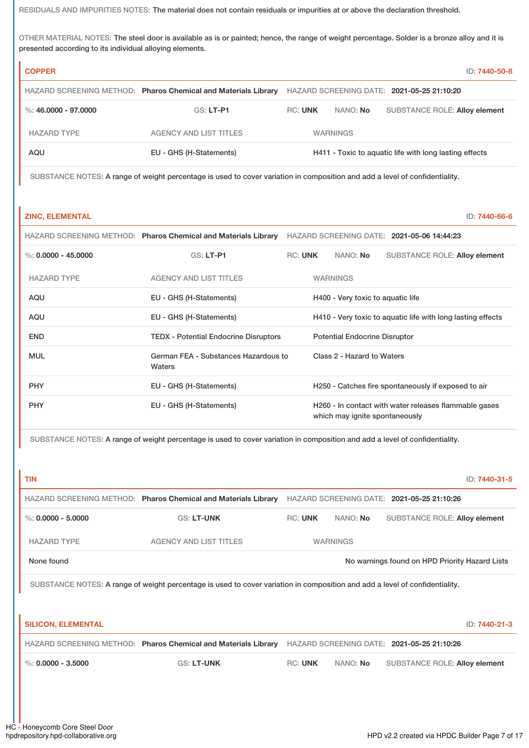RESIDUALS AND IMPURITIES NOTES: The material does not contain residuals or impurities at or above the declaration threshold.

OTHER MATERIAL NOTES: The steel door is available as is or painted; hence, the range of weight percentage. Solder is a bronze alloy and it is presented according to its individual alloying elements.

### COPPER

ID: 7440-50-8

HAZARD SCREENING METHOD: **Pharos Chemical and Materials Library** HAZARD SCREENING DATE: **2021-05-25 21:10:20**

%: **46.0000 - 97.0000** GS: **LT-P1** RC: **UNK** NANO: **No** SUBSTANCE ROLE: **Alloy element**

| HAZARD TYPE | AGENCY AND LIST TITLES | WARNINGS |
|---|---|---|
| AQU | EU - GHS (H-Statements) | H411 - Toxic to aquatic life with long lasting effects |

SUBSTANCE NOTES: A range of weight percentage is used to cover variation in composition and add a level of confidentiality.

### ZINC, ELEMENTAL

ID: 7440-66-6

HAZARD SCREENING METHOD: **Pharos Chemical and Materials Library** HAZARD SCREENING DATE: **2021-05-06 14:44:23**

%: **0.0000 - 45.0000** GS: **LT-P1** RC: **UNK** NANO: **No** SUBSTANCE ROLE: **Alloy element**

| HAZARD TYPE | AGENCY AND LIST TITLES | WARNINGS |
|---|---|---|
| AQU | EU - GHS (H-Statements) | H400 - Very toxic to aquatic life |
| AQU | EU - GHS (H-Statements) | H410 - Very toxic to aquatic life with long lasting effects |
| END | TEDX - Potential Endocrine Disruptors | Potential Endocrine Disruptor |
| MUL | German FEA - Substances Hazardous to Waters | Class 2 - Hazard to Waters |
| PHY | EU - GHS (H-Statements) | H250 - Catches fire spontaneously if exposed to air |
| PHY | EU - GHS (H-Statements) | H260 - In contact with water releases flammable gases which may ignite spontaneously |

SUBSTANCE NOTES: A range of weight percentage is used to cover variation in composition and add a level of confidentiality.

### TIN

ID: 7440-31-5

HAZARD SCREENING METHOD: **Pharos Chemical and Materials Library** HAZARD SCREENING DATE: **2021-05-25 21:10:26**

%: **0.0000 - 5.0000** GS: **LT-UNK** RC: **UNK** NANO: **No** SUBSTANCE ROLE: **Alloy element**

| HAZARD TYPE | AGENCY AND LIST TITLES | WARNINGS |
|---|---|---|
| None found | | No warnings found on HPD Priority Hazard Lists |

SUBSTANCE NOTES: A range of weight percentage is used to cover variation in composition and add a level of confidentiality.

### SILICON, ELEMENTAL

ID: 7440-21-3

HAZARD SCREENING METHOD: **Pharos Chemical and Materials Library** HAZARD SCREENING DATE: **2021-05-25 21:10:26**

%: **0.0000 - 3.5000** GS: **LT-UNK** RC: **UNK** NANO: **No** SUBSTANCE ROLE: **Alloy element**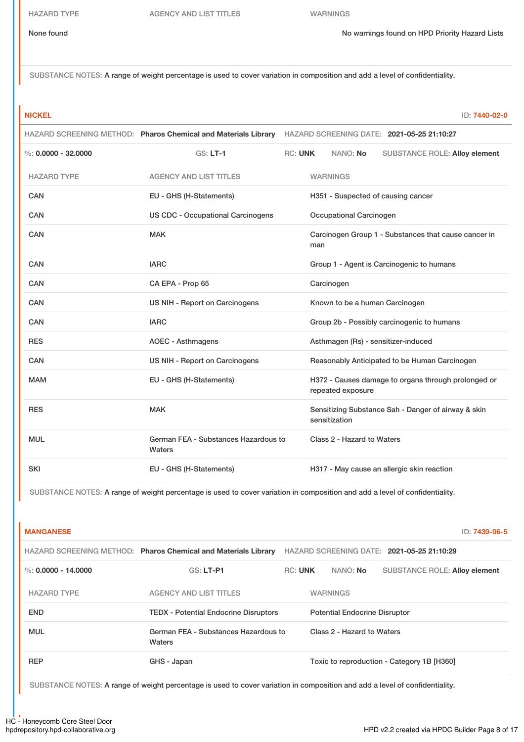| HAZARD TYPE | AGENCY AND LIST TITLES | WARNINGS |
|---|---|---|
| None found | | No warnings found on HPD Priority Hazard Lists |

SUBSTANCE NOTES: A range of weight percentage is used to cover variation in composition and add a level of confidentiality.

## NICKEL

ID: 7440-02-0

HAZARD SCREENING METHOD: **Pharos Chemical and Materials Library** HAZARD SCREENING DATE: **2021-05-25 21:10:27**

%: **0.0000 - 32.0000** GS: **LT-1** RC: **UNK** NANO: **No** SUBSTANCE ROLE: **Alloy element**

| HAZARD TYPE | AGENCY AND LIST TITLES | WARNINGS |
|---|---|---|
| CAN | EU - GHS (H-Statements) | H351 - Suspected of causing cancer |
| CAN | US CDC - Occupational Carcinogens | Occupational Carcinogen |
| CAN | MAK | Carcinogen Group 1 - Substances that cause cancer in man |
| CAN | IARC | Group 1 - Agent is Carcinogenic to humans |
| CAN | CA EPA - Prop 65 | Carcinogen |
| CAN | US NIH - Report on Carcinogens | Known to be a human Carcinogen |
| CAN | IARC | Group 2b - Possibly carcinogenic to humans |
| RES | AOEC - Asthmagens | Asthmagen (Rs) - sensitizer-induced |
| CAN | US NIH - Report on Carcinogens | Reasonably Anticipated to be Human Carcinogen |
| MAM | EU - GHS (H-Statements) | H372 - Causes damage to organs through prolonged or repeated exposure |
| RES | MAK | Sensitizing Substance Sah - Danger of airway & skin sensitization |
| MUL | German FEA - Substances Hazardous to Waters | Class 2 - Hazard to Waters |
| SKI | EU - GHS (H-Statements) | H317 - May cause an allergic skin reaction |

SUBSTANCE NOTES: A range of weight percentage is used to cover variation in composition and add a level of confidentiality.

## MANGANESE

ID: 7439-96-5

HAZARD SCREENING METHOD: **Pharos Chemical and Materials Library** HAZARD SCREENING DATE: **2021-05-25 21:10:29**

%: **0.0000 - 14.0000** GS: **LT-P1** RC: **UNK** NANO: **No** SUBSTANCE ROLE: **Alloy element**

| HAZARD TYPE | AGENCY AND LIST TITLES | WARNINGS |
|---|---|---|
| END | TEDX - Potential Endocrine Disruptors | Potential Endocrine Disruptor |
| MUL | German FEA - Substances Hazardous to Waters | Class 2 - Hazard to Waters |
| REP | GHS - Japan | Toxic to reproduction - Category 1B [H360] |

SUBSTANCE NOTES: A range of weight percentage is used to cover variation in composition and add a level of confidentiality.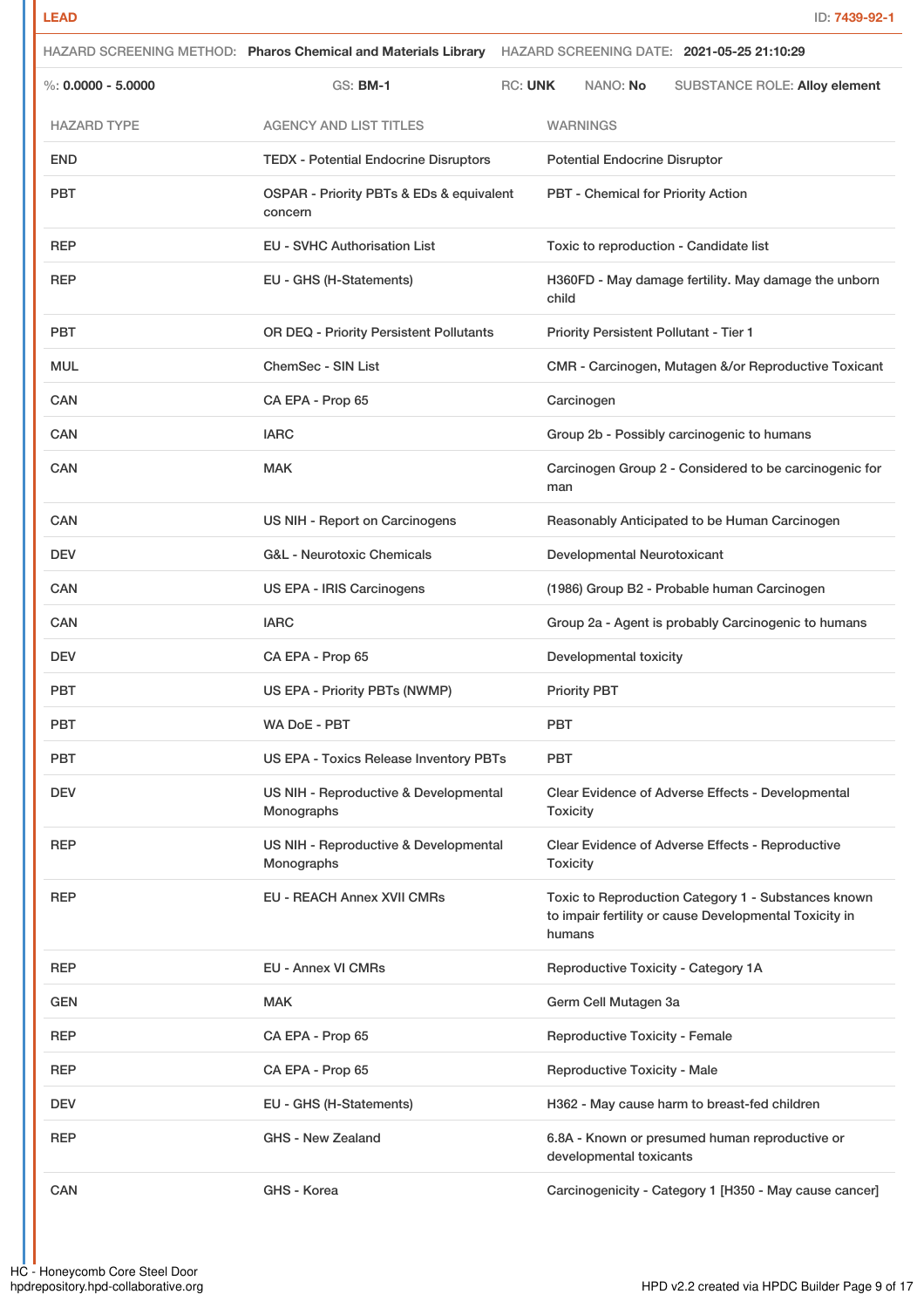**LEAD** ID: 7439-92-1

HAZARD SCREENING METHOD: **Pharos Chemical and Materials Library** HAZARD SCREENING DATE: **2021-05-25 21:10:29**

%: **0.0000 - 5.0000** GS: **BM-1** RC: **UNK** NANO: **No** SUBSTANCE ROLE: **Alloy element**

| HAZARD TYPE | AGENCY AND LIST TITLES | WARNINGS |
| --- | --- | --- |
| END | TEDX - Potential Endocrine Disruptors | Potential Endocrine Disruptor |
| PBT | OSPAR - Priority PBTs & EDs & equivalent concern | PBT - Chemical for Priority Action |
| REP | EU - SVHC Authorisation List | Toxic to reproduction - Candidate list |
| REP | EU - GHS (H-Statements) | H360FD - May damage fertility. May damage the unborn child |
| PBT | OR DEQ - Priority Persistent Pollutants | Priority Persistent Pollutant - Tier 1 |
| MUL | ChemSec - SIN List | CMR - Carcinogen, Mutagen &/or Reproductive Toxicant |
| CAN | CA EPA - Prop 65 | Carcinogen |
| CAN | IARC | Group 2b - Possibly carcinogenic to humans |
| CAN | MAK | Carcinogen Group 2 - Considered to be carcinogenic for man |
| CAN | US NIH - Report on Carcinogens | Reasonably Anticipated to be Human Carcinogen |
| DEV | G&L - Neurotoxic Chemicals | Developmental Neurotoxicant |
| CAN | US EPA - IRIS Carcinogens | (1986) Group B2 - Probable human Carcinogen |
| CAN | IARC | Group 2a - Agent is probably Carcinogenic to humans |
| DEV | CA EPA - Prop 65 | Developmental toxicity |
| PBT | US EPA - Priority PBTs (NWMP) | Priority PBT |
| PBT | WA DoE - PBT | PBT |
| PBT | US EPA - Toxics Release Inventory PBTs | PBT |
| DEV | US NIH - Reproductive & Developmental Monographs | Clear Evidence of Adverse Effects - Developmental Toxicity |
| REP | US NIH - Reproductive & Developmental Monographs | Clear Evidence of Adverse Effects - Reproductive Toxicity |
| REP | EU - REACH Annex XVII CMRs | Toxic to Reproduction Category 1 - Substances known to impair fertility or cause Developmental Toxicity in humans |
| REP | EU - Annex VI CMRs | Reproductive Toxicity - Category 1A |
| GEN | MAK | Germ Cell Mutagen 3a |
| REP | CA EPA - Prop 65 | Reproductive Toxicity - Female |
| REP | CA EPA - Prop 65 | Reproductive Toxicity - Male |
| DEV | EU - GHS (H-Statements) | H362 - May cause harm to breast-fed children |
| REP | GHS - New Zealand | 6.8A - Known or presumed human reproductive or developmental toxicants |
| CAN | GHS - Korea | Carcinogenicity - Category 1 [H350 - May cause cancer] |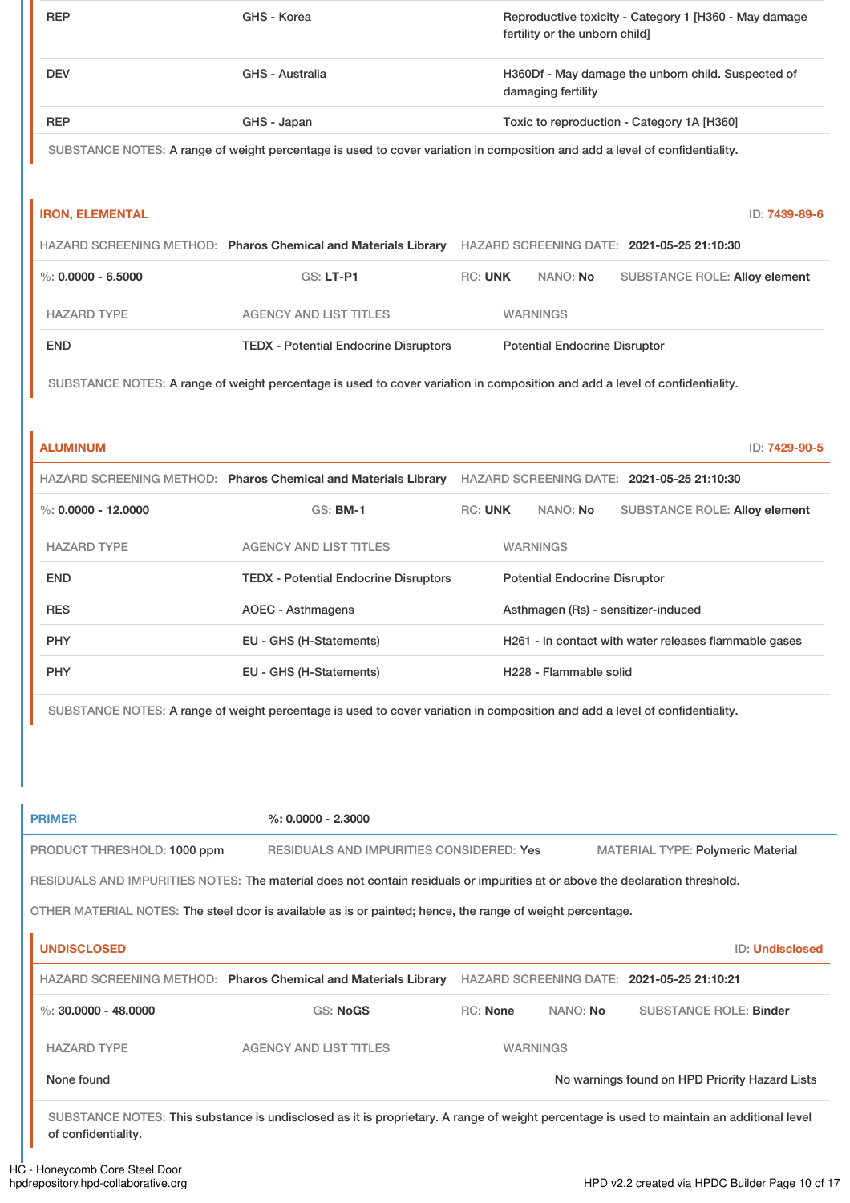| HAZARD TYPE | AGENCY AND LIST TITLES | WARNINGS |
| --- | --- | --- |
| REP | GHS - Korea | Reproductive toxicity - Category 1 [H360 - May damage fertility or the unborn child] |
| DEV | GHS - Australia | H360Df - May damage the unborn child. Suspected of damaging fertility |
| REP | GHS - Japan | Toxic to reproduction - Category 1A [H360] |

SUBSTANCE NOTES: A range of weight percentage is used to cover variation in composition and add a level of confidentiality.

### IRON, ELEMENTAL

ID: 7439-89-6

HAZARD SCREENING METHOD: **Pharos Chemical and Materials Library** HAZARD SCREENING DATE: **2021-05-25 21:10:30**

%: **0.0000 - 6.5000** GS: **LT-P1** RC: **UNK** NANO: **No** SUBSTANCE ROLE: **Alloy element**

| HAZARD TYPE | AGENCY AND LIST TITLES | WARNINGS |
| --- | --- | --- |
| END | TEDX - Potential Endocrine Disruptors | Potential Endocrine Disruptor |

SUBSTANCE NOTES: A range of weight percentage is used to cover variation in composition and add a level of confidentiality.

### ALUMINUM

ID: 7429-90-5

HAZARD SCREENING METHOD: **Pharos Chemical and Materials Library** HAZARD SCREENING DATE: **2021-05-25 21:10:30**

%: **0.0000 - 12.0000** GS: **BM-1** RC: **UNK** NANO: **No** SUBSTANCE ROLE: **Alloy element**

| HAZARD TYPE | AGENCY AND LIST TITLES | WARNINGS |
| --- | --- | --- |
| END | TEDX - Potential Endocrine Disruptors | Potential Endocrine Disruptor |
| RES | AOEC - Asthmagens | Asthmagen (Rs) - sensitizer-induced |
| PHY | EU - GHS (H-Statements) | H261 - In contact with water releases flammable gases |
| PHY | EU - GHS (H-Statements) | H228 - Flammable solid |

SUBSTANCE NOTES: A range of weight percentage is used to cover variation in composition and add a level of confidentiality.

## PRIMER

%: **0.0000 - 2.3000**

PRODUCT THRESHOLD: **1000 ppm** RESIDUALS AND IMPURITIES CONSIDERED: **Yes** MATERIAL TYPE: **Polymeric Material**

RESIDUALS AND IMPURITIES NOTES: The material does not contain residuals or impurities at or above the declaration threshold.

OTHER MATERIAL NOTES: The steel door is available as is or painted; hence, the range of weight percentage.

### UNDISCLOSED

ID: Undisclosed

HAZARD SCREENING METHOD: **Pharos Chemical and Materials Library** HAZARD SCREENING DATE: **2021-05-25 21:10:21**

%: **30.0000 - 48.0000** GS: **NoGS** RC: **None** NANO: **No** SUBSTANCE ROLE: **Binder**

| HAZARD TYPE | AGENCY AND LIST TITLES | WARNINGS |
| --- | --- | --- |
| None found | | No warnings found on HPD Priority Hazard Lists |

SUBSTANCE NOTES: This substance is undisclosed as it is proprietary. A range of weight percentage is used to maintain an additional level of confidentiality.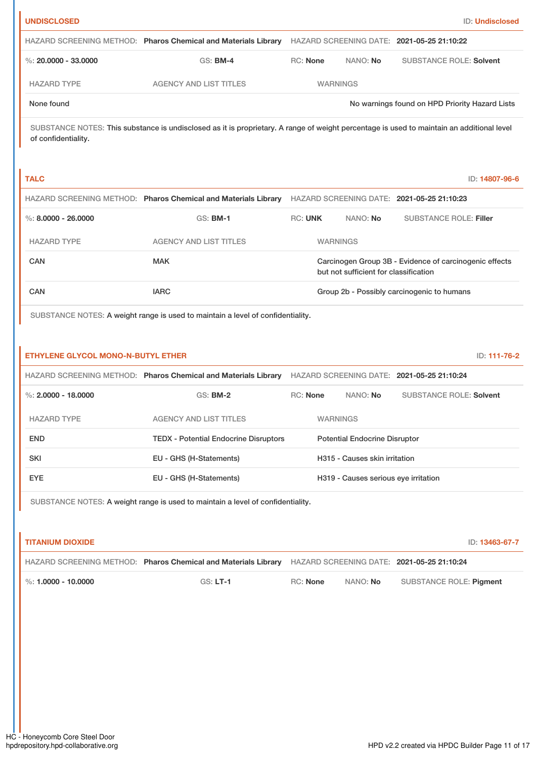**UNDISCLOSED** ID: **Undisclosed**

HAZARD SCREENING METHOD: **Pharos Chemical and Materials Library** HAZARD SCREENING DATE: **2021-05-25 21:10:22**

%: **20.0000 - 33.0000** GS: **BM-4** RC: **None** NANO: **No** SUBSTANCE ROLE: **Solvent**

| HAZARD TYPE | AGENCY AND LIST TITLES | WARNINGS |
|---|---|---|
| None found | | No warnings found on HPD Priority Hazard Lists |

SUBSTANCE NOTES: This substance is undisclosed as it is proprietary. A range of weight percentage is used to maintain an additional level of confidentiality.

**TALC** ID: **14807-96-6**

HAZARD SCREENING METHOD: **Pharos Chemical and Materials Library** HAZARD SCREENING DATE: **2021-05-25 21:10:23**

%: **8.0000 - 26.0000** GS: **BM-1** RC: **UNK** NANO: **No** SUBSTANCE ROLE: **Filler**

| HAZARD TYPE | AGENCY AND LIST TITLES | WARNINGS |
|---|---|---|
| CAN | MAK | Carcinogen Group 3B - Evidence of carcinogenic effects but not sufficient for classification |
| CAN | IARC | Group 2b - Possibly carcinogenic to humans |

SUBSTANCE NOTES: A weight range is used to maintain a level of confidentiality.

**ETHYLENE GLYCOL MONO-N-BUTYL ETHER** ID: **111-76-2**

HAZARD SCREENING METHOD: **Pharos Chemical and Materials Library** HAZARD SCREENING DATE: **2021-05-25 21:10:24**

%: **2.0000 - 18.0000** GS: **BM-2** RC: **None** NANO: **No** SUBSTANCE ROLE: **Solvent**

| HAZARD TYPE | AGENCY AND LIST TITLES | WARNINGS |
|---|---|---|
| END | TEDX - Potential Endocrine Disruptors | Potential Endocrine Disruptor |
| SKI | EU - GHS (H-Statements) | H315 - Causes skin irritation |
| EYE | EU - GHS (H-Statements) | H319 - Causes serious eye irritation |

SUBSTANCE NOTES: A weight range is used to maintain a level of confidentiality.

**TITANIUM DIOXIDE** ID: **13463-67-7**

HAZARD SCREENING METHOD: **Pharos Chemical and Materials Library** HAZARD SCREENING DATE: **2021-05-25 21:10:24**

%: **1.0000 - 10.0000** GS: **LT-1** RC: **None** NANO: **No** SUBSTANCE ROLE: **Pigment**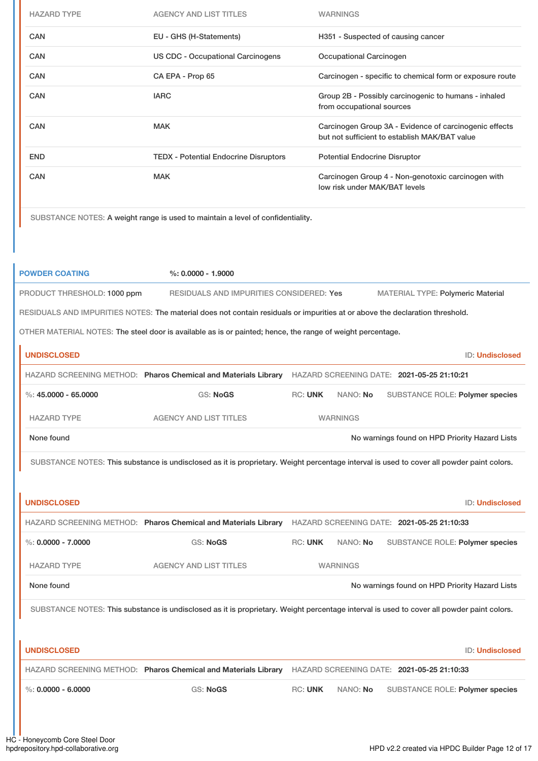| HAZARD TYPE | AGENCY AND LIST TITLES | WARNINGS |
|---|---|---|
| CAN | EU - GHS (H-Statements) | H351 - Suspected of causing cancer |
| CAN | US CDC - Occupational Carcinogens | Occupational Carcinogen |
| CAN | CA EPA - Prop 65 | Carcinogen - specific to chemical form or exposure route |
| CAN | IARC | Group 2B - Possibly carcinogenic to humans - inhaled from occupational sources |
| CAN | MAK | Carcinogen Group 3A - Evidence of carcinogenic effects but not sufficient to establish MAK/BAT value |
| END | TEDX - Potential Endocrine Disruptors | Potential Endocrine Disruptor |
| CAN | MAK | Carcinogen Group 4 - Non-genotoxic carcinogen with low risk under MAK/BAT levels |

SUBSTANCE NOTES: A weight range is used to maintain a level of confidentiality.

## POWDER COATING

**%: 0.0000 - 1.9000**

PRODUCT THRESHOLD: 1000 ppm | RESIDUALS AND IMPURITIES CONSIDERED: Yes | MATERIAL TYPE: Polymeric Material

RESIDUALS AND IMPURITIES NOTES: The material does not contain residuals or impurities at or above the declaration threshold.

OTHER MATERIAL NOTES: The steel door is available as is or painted; hence, the range of weight percentage.

### UNDISCLOSED

ID: Undisclosed

HAZARD SCREENING METHOD: **Pharos Chemical and Materials Library** | HAZARD SCREENING DATE: **2021-05-25 21:10:21**

%: **45.0000 - 65.0000** | GS: **NoGS** | RC: **UNK** | NANO: **No** | SUBSTANCE ROLE: **Polymer species**

| HAZARD TYPE | AGENCY AND LIST TITLES | WARNINGS |
|---|---|---|
| None found | | No warnings found on HPD Priority Hazard Lists |

SUBSTANCE NOTES: This substance is undisclosed as it is proprietary. Weight percentage interval is used to cover all powder paint colors.

### UNDISCLOSED

ID: Undisclosed

HAZARD SCREENING METHOD: **Pharos Chemical and Materials Library** | HAZARD SCREENING DATE: **2021-05-25 21:10:33**

%: **0.0000 - 7.0000** | GS: **NoGS** | RC: **UNK** | NANO: **No** | SUBSTANCE ROLE: **Polymer species**

| HAZARD TYPE | AGENCY AND LIST TITLES | WARNINGS |
|---|---|---|
| None found | | No warnings found on HPD Priority Hazard Lists |

SUBSTANCE NOTES: This substance is undisclosed as it is proprietary. Weight percentage interval is used to cover all powder paint colors.

### UNDISCLOSED

ID: Undisclosed

HAZARD SCREENING METHOD: **Pharos Chemical and Materials Library** | HAZARD SCREENING DATE: **2021-05-25 21:10:33**

%: **0.0000 - 6.0000** | GS: **NoGS** | RC: **UNK** | NANO: **No** | SUBSTANCE ROLE: **Polymer species**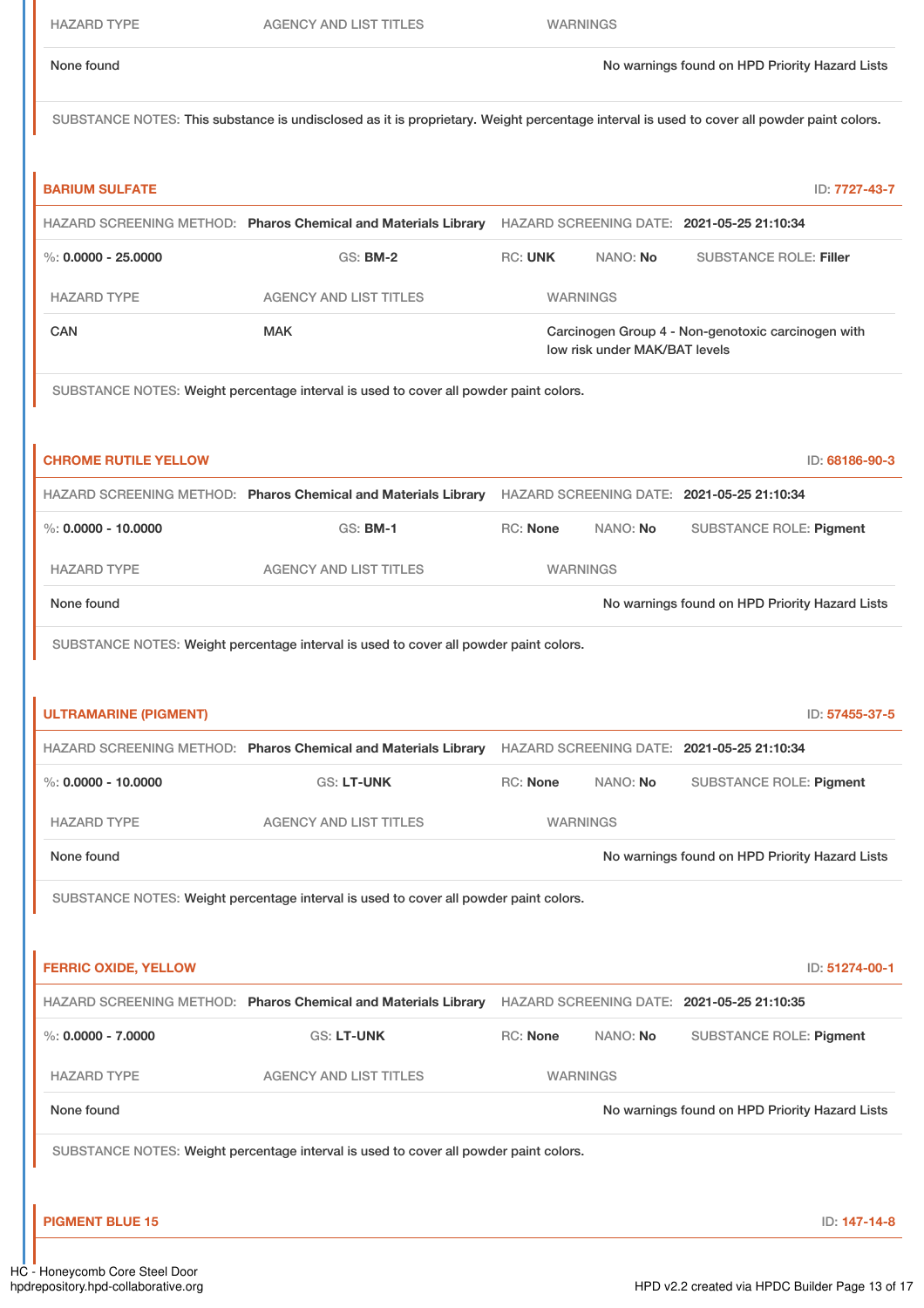| HAZARD TYPE | AGENCY AND LIST TITLES | WARNINGS |
|---|---|---|
| None found | | No warnings found on HPD Priority Hazard Lists |

SUBSTANCE NOTES: This substance is undisclosed as it is proprietary. Weight percentage interval is used to cover all powder paint colors.

### BARIUM SULFATE

ID: 7727-43-7

HAZARD SCREENING METHOD: **Pharos Chemical and Materials Library** HAZARD SCREENING DATE: **2021-05-25 21:10:34**

%: **0.0000 - 25.0000** GS: **BM-2** RC: **UNK** NANO: **No** SUBSTANCE ROLE: **Filler**

| HAZARD TYPE | AGENCY AND LIST TITLES | WARNINGS |
|---|---|---|
| CAN | MAK | Carcinogen Group 4 - Non-genotoxic carcinogen with low risk under MAK/BAT levels |

SUBSTANCE NOTES: Weight percentage interval is used to cover all powder paint colors.

### CHROME RUTILE YELLOW

ID: 68186-90-3

HAZARD SCREENING METHOD: **Pharos Chemical and Materials Library** HAZARD SCREENING DATE: **2021-05-25 21:10:34**

%: **0.0000 - 10.0000** GS: **BM-1** RC: **None** NANO: **No** SUBSTANCE ROLE: **Pigment**

| HAZARD TYPE | AGENCY AND LIST TITLES | WARNINGS |
|---|---|---|
| None found | | No warnings found on HPD Priority Hazard Lists |

SUBSTANCE NOTES: Weight percentage interval is used to cover all powder paint colors.

### ULTRAMARINE (PIGMENT)

ID: 57455-37-5

HAZARD SCREENING METHOD: **Pharos Chemical and Materials Library** HAZARD SCREENING DATE: **2021-05-25 21:10:34**

%: **0.0000 - 10.0000** GS: **LT-UNK** RC: **None** NANO: **No** SUBSTANCE ROLE: **Pigment**

| HAZARD TYPE | AGENCY AND LIST TITLES | WARNINGS |
|---|---|---|
| None found | | No warnings found on HPD Priority Hazard Lists |

SUBSTANCE NOTES: Weight percentage interval is used to cover all powder paint colors.

### FERRIC OXIDE, YELLOW

ID: 51274-00-1

HAZARD SCREENING METHOD: **Pharos Chemical and Materials Library** HAZARD SCREENING DATE: **2021-05-25 21:10:35**

%: **0.0000 - 7.0000** GS: **LT-UNK** RC: **None** NANO: **No** SUBSTANCE ROLE: **Pigment**

| HAZARD TYPE | AGENCY AND LIST TITLES | WARNINGS |
|---|---|---|
| None found | | No warnings found on HPD Priority Hazard Lists |

SUBSTANCE NOTES: Weight percentage interval is used to cover all powder paint colors.

### PIGMENT BLUE 15

ID: 147-14-8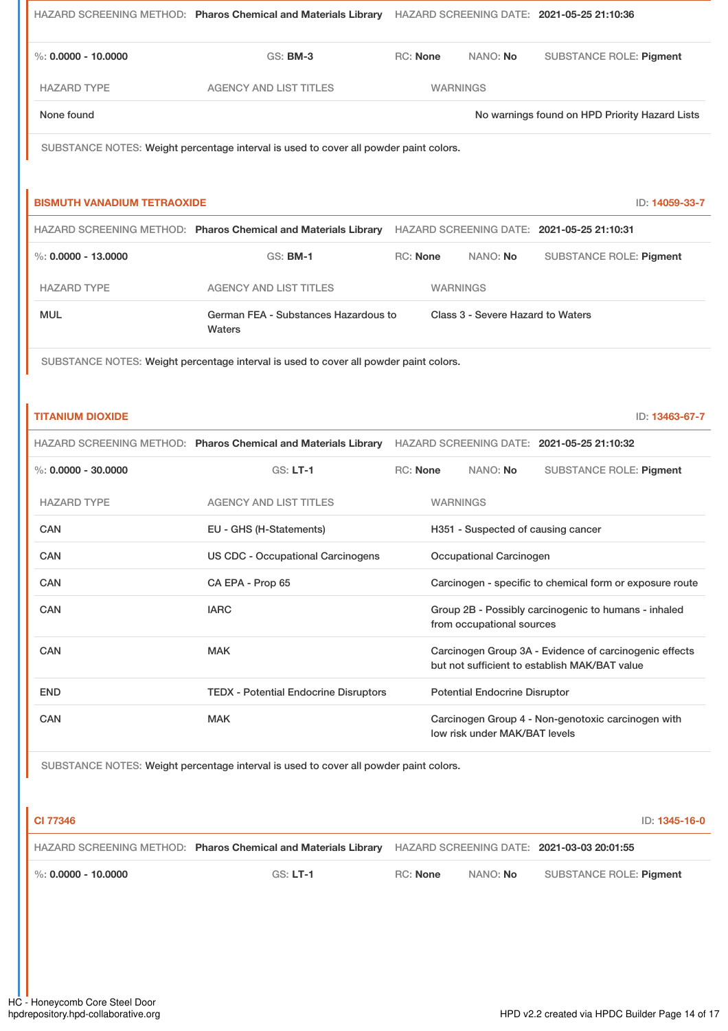HAZARD SCREENING METHOD: **Pharos Chemical and Materials Library** HAZARD SCREENING DATE: **2021-05-25 21:10:36**

%: **0.0000 - 10.0000** GS: **BM-3** RC: **None** NANO: **No** SUBSTANCE ROLE: **Pigment**

| HAZARD TYPE | AGENCY AND LIST TITLES | WARNINGS |
|---|---|---|
| None found | | No warnings found on HPD Priority Hazard Lists |

SUBSTANCE NOTES: Weight percentage interval is used to cover all powder paint colors.

### BISMUTH VANADIUM TETRAOXIDE

ID: 14059-33-7

HAZARD SCREENING METHOD: **Pharos Chemical and Materials Library** HAZARD SCREENING DATE: **2021-05-25 21:10:31**

%: **0.0000 - 13.0000** GS: **BM-1** RC: **None** NANO: **No** SUBSTANCE ROLE: **Pigment**

| HAZARD TYPE | AGENCY AND LIST TITLES | WARNINGS |
|---|---|---|
| MUL | German FEA - Substances Hazardous to Waters | Class 3 - Severe Hazard to Waters |

SUBSTANCE NOTES: Weight percentage interval is used to cover all powder paint colors.

### TITANIUM DIOXIDE

ID: 13463-67-7

HAZARD SCREENING METHOD: **Pharos Chemical and Materials Library** HAZARD SCREENING DATE: **2021-05-25 21:10:32**

%: **0.0000 - 30.0000** GS: **LT-1** RC: **None** NANO: **No** SUBSTANCE ROLE: **Pigment**

| HAZARD TYPE | AGENCY AND LIST TITLES | WARNINGS |
|---|---|---|
| CAN | EU - GHS (H-Statements) | H351 - Suspected of causing cancer |
| CAN | US CDC - Occupational Carcinogens | Occupational Carcinogen |
| CAN | CA EPA - Prop 65 | Carcinogen - specific to chemical form or exposure route |
| CAN | IARC | Group 2B - Possibly carcinogenic to humans - inhaled from occupational sources |
| CAN | MAK | Carcinogen Group 3A - Evidence of carcinogenic effects but not sufficient to establish MAK/BAT value |
| END | TEDX - Potential Endocrine Disruptors | Potential Endocrine Disruptor |
| CAN | MAK | Carcinogen Group 4 - Non-genotoxic carcinogen with low risk under MAK/BAT levels |

SUBSTANCE NOTES: Weight percentage interval is used to cover all powder paint colors.

### CI 77346

ID: 1345-16-0

HAZARD SCREENING METHOD: **Pharos Chemical and Materials Library** HAZARD SCREENING DATE: **2021-03-03 20:01:55**

%: **0.0000 - 10.0000** GS: **LT-1** RC: **None** NANO: **No** SUBSTANCE ROLE: **Pigment**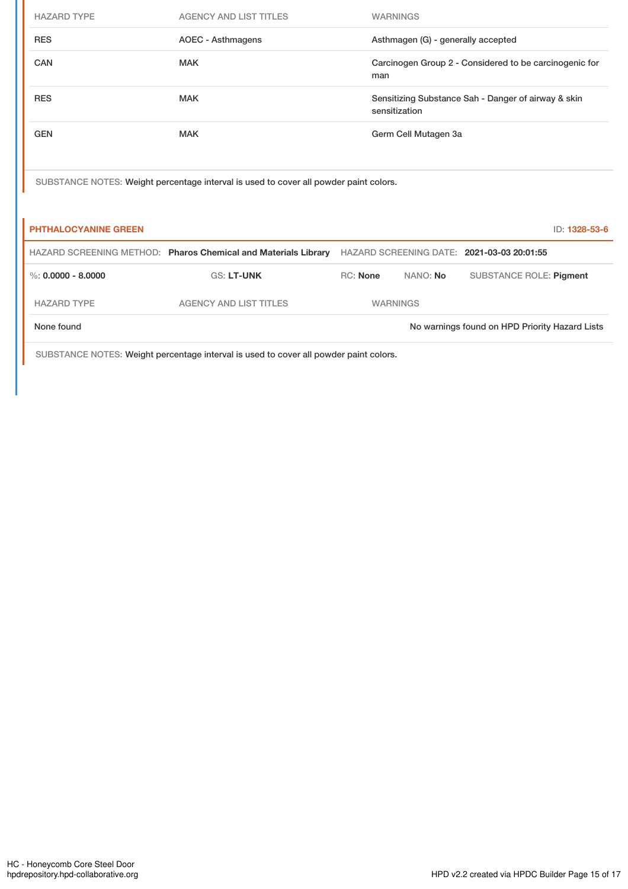| HAZARD TYPE | AGENCY AND LIST TITLES | WARNINGS |
| --- | --- | --- |
| RES | AOEC - Asthmagens | Asthmagen (G) - generally accepted |
| CAN | MAK | Carcinogen Group 2 - Considered to be carcinogenic for man |
| RES | MAK | Sensitizing Substance Sah - Danger of airway & skin sensitization |
| GEN | MAK | Germ Cell Mutagen 3a |

SUBSTANCE NOTES: Weight percentage interval is used to cover all powder paint colors.

**PHTHALOCYANINE GREEN** ID: **1328-53-6**

HAZARD SCREENING METHOD: **Pharos Chemical and Materials Library** HAZARD SCREENING DATE: **2021-03-03 20:01:55**

%: **0.0000 - 8.0000** GS: **LT-UNK** RC: **None** NANO: **No** SUBSTANCE ROLE: **Pigment**

| HAZARD TYPE | AGENCY AND LIST TITLES | WARNINGS |
| --- | --- | --- |
| None found | | No warnings found on HPD Priority Hazard Lists |

SUBSTANCE NOTES: Weight percentage interval is used to cover all powder paint colors.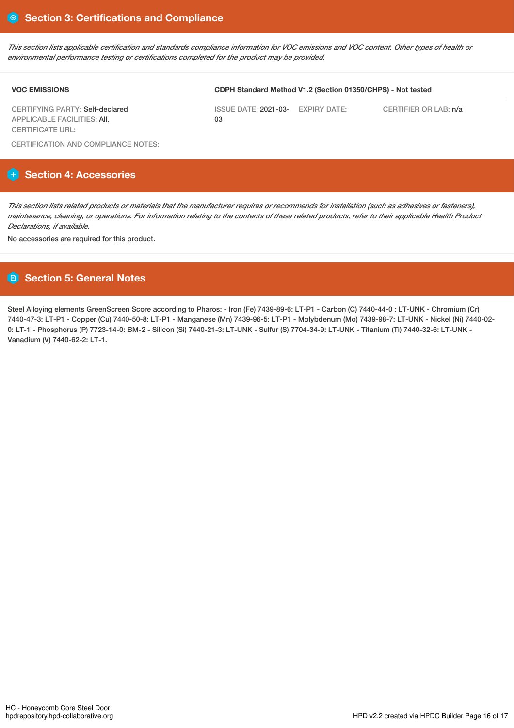## Section 3: Certifications and Compliance

*This section lists applicable certification and standards compliance information for VOC emissions and VOC content. Other types of health or environmental performance testing or certifications completed for the product may be provided.*

| VOC EMISSIONS | CDPH Standard Method V1.2 (Section 01350/CHPS) - Not tested | | |
|---|---|---|---|
| CERTIFYING PARTY: Self-declared<br>APPLICABLE FACILITIES: All.<br>CERTIFICATE URL: | ISSUE DATE: 2021-03-03 | EXPIRY DATE: | CERTIFIER OR LAB: n/a |

CERTIFICATION AND COMPLIANCE NOTES:

## Section 4: Accessories

*This section lists related products or materials that the manufacturer requires or recommends for installation (such as adhesives or fasteners), maintenance, cleaning, or operations. For information relating to the contents of these related products, refer to their applicable Health Product Declarations, if available.*

No accessories are required for this product.

## Section 5: General Notes

Steel Alloying elements GreenScreen Score according to Pharos: - Iron (Fe) 7439-89-6: LT-P1 - Carbon (C) 7440-44-0 : LT-UNK - Chromium (Cr) 7440-47-3: LT-P1 - Copper (Cu) 7440-50-8: LT-P1 - Manganese (Mn) 7439-96-5: LT-P1 - Molybdenum (Mo) 7439-98-7: LT-UNK - Nickel (Ni) 7440-02-0: LT-1 - Phosphorus (P) 7723-14-0: BM-2 - Silicon (Si) 7440-21-3: LT-UNK - Sulfur (S) 7704-34-9: LT-UNK - Titanium (Ti) 7440-32-6: LT-UNK - Vanadium (V) 7440-62-2: LT-1.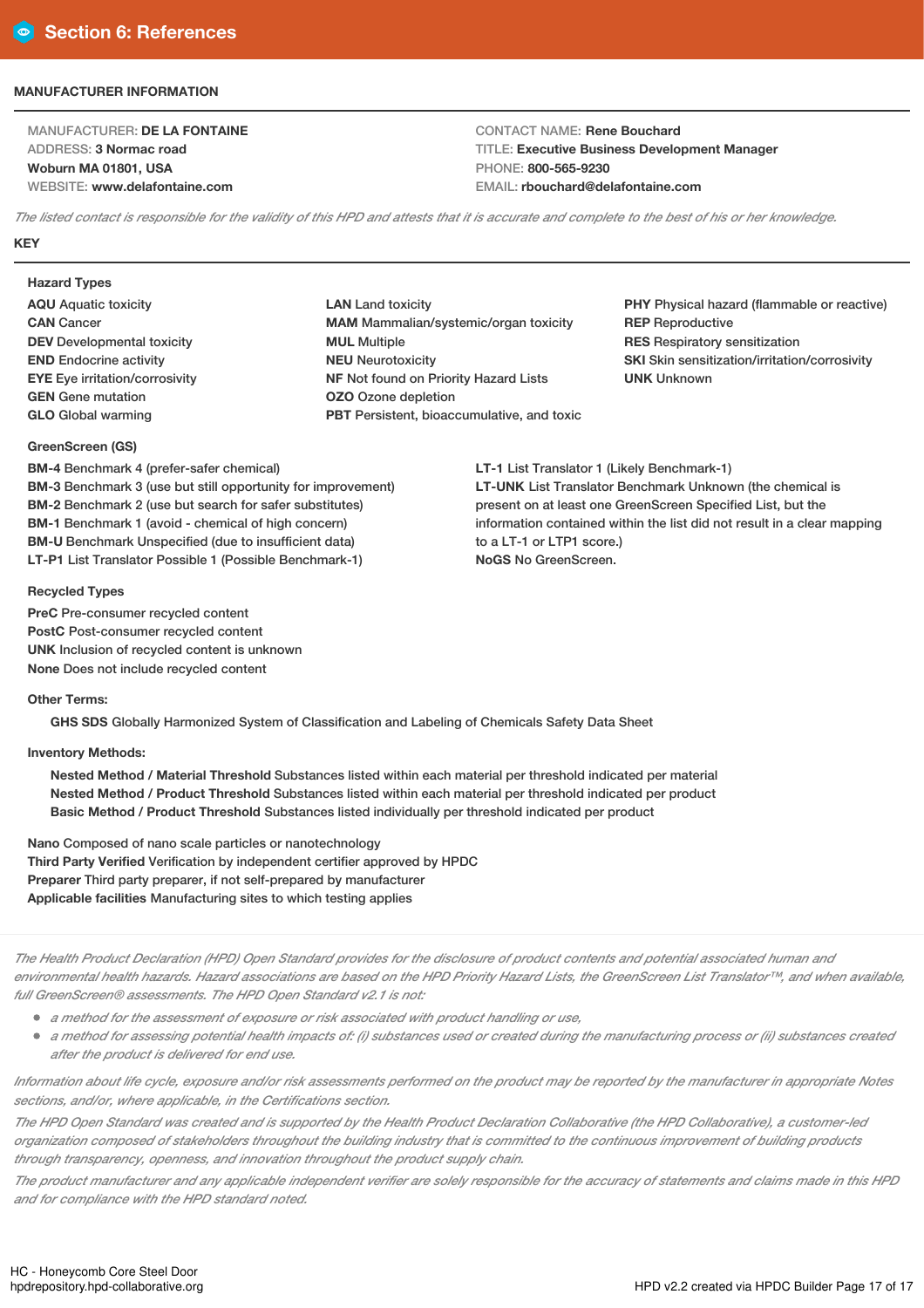# Section 6: References

## MANUFACTURER INFORMATION

MANUFACTURER: **DE LA FONTAINE**
ADDRESS: **3 Normac road**
**Woburn MA 01801, USA**
WEBSITE: **www.delafontaine.com**

CONTACT NAME: **Rene Bouchard**
TITLE: **Executive Business Development Manager**
PHONE: **800-565-9230**
EMAIL: **rbouchard@delafontaine.com**

*The listed contact is responsible for the validity of this HPD and attests that it is accurate and complete to the best of his or her knowledge.*

## KEY

### Hazard Types

**AQU** Aquatic toxicity
**CAN** Cancer
**DEV** Developmental toxicity
**END** Endocrine activity
**EYE** Eye irritation/corrosivity
**GEN** Gene mutation
**GLO** Global warming
**LAN** Land toxicity
**MAM** Mammalian/systemic/organ toxicity
**MUL** Multiple
**NEU** Neurotoxicity
**NF** Not found on Priority Hazard Lists
**OZO** Ozone depletion
**PBT** Persistent, bioaccumulative, and toxic
**PHY** Physical hazard (flammable or reactive)
**REP** Reproductive
**RES** Respiratory sensitization
**SKI** Skin sensitization/irritation/corrosivity
**UNK** Unknown

### GreenScreen (GS)

**BM-4** Benchmark 4 (prefer-safer chemical)
**BM-3** Benchmark 3 (use but still opportunity for improvement)
**BM-2** Benchmark 2 (use but search for safer substitutes)
**BM-1** Benchmark 1 (avoid - chemical of high concern)
**BM-U** Benchmark Unspecified (due to insufficient data)
**LT-P1** List Translator Possible 1 (Possible Benchmark-1)
**LT-1** List Translator 1 (Likely Benchmark-1)
**LT-UNK** List Translator Benchmark Unknown (the chemical is present on at least one GreenScreen Specified List, but the information contained within the list did not result in a clear mapping to a LT-1 or LTP1 score.)
**NoGS** No GreenScreen.

### Recycled Types

**PreC** Pre-consumer recycled content
**PostC** Post-consumer recycled content
**UNK** Inclusion of recycled content is unknown
**None** Does not include recycled content

### Other Terms:

**GHS SDS** Globally Harmonized System of Classification and Labeling of Chemicals Safety Data Sheet

### Inventory Methods:

**Nested Method / Material Threshold** Substances listed within each material per threshold indicated per material
**Nested Method / Product Threshold** Substances listed within each material per threshold indicated per product
**Basic Method / Product Threshold** Substances listed individually per threshold indicated per product

**Nano** Composed of nano scale particles or nanotechnology
**Third Party Verified** Verification by independent certifier approved by HPDC
**Preparer** Third party preparer, if not self-prepared by manufacturer
**Applicable facilities** Manufacturing sites to which testing applies

*The Health Product Declaration (HPD) Open Standard provides for the disclosure of product contents and potential associated human and environmental health hazards. Hazard associations are based on the HPD Priority Hazard Lists, the GreenScreen List Translator™, and when available, full GreenScreen® assessments. The HPD Open Standard v2.1 is not:*

- *a method for the assessment of exposure or risk associated with product handling or use,*
- *a method for assessing potential health impacts of: (i) substances used or created during the manufacturing process or (ii) substances created after the product is delivered for end use.*

*Information about life cycle, exposure and/or risk assessments performed on the product may be reported by the manufacturer in appropriate Notes sections, and/or, where applicable, in the Certifications section.*

*The HPD Open Standard was created and is supported by the Health Product Declaration Collaborative (the HPD Collaborative), a customer-led organization composed of stakeholders throughout the building industry that is committed to the continuous improvement of building products through transparency, openness, and innovation throughout the product supply chain.*

*The product manufacturer and any applicable independent verifier are solely responsible for the accuracy of statements and claims made in this HPD and for compliance with the HPD standard noted.*